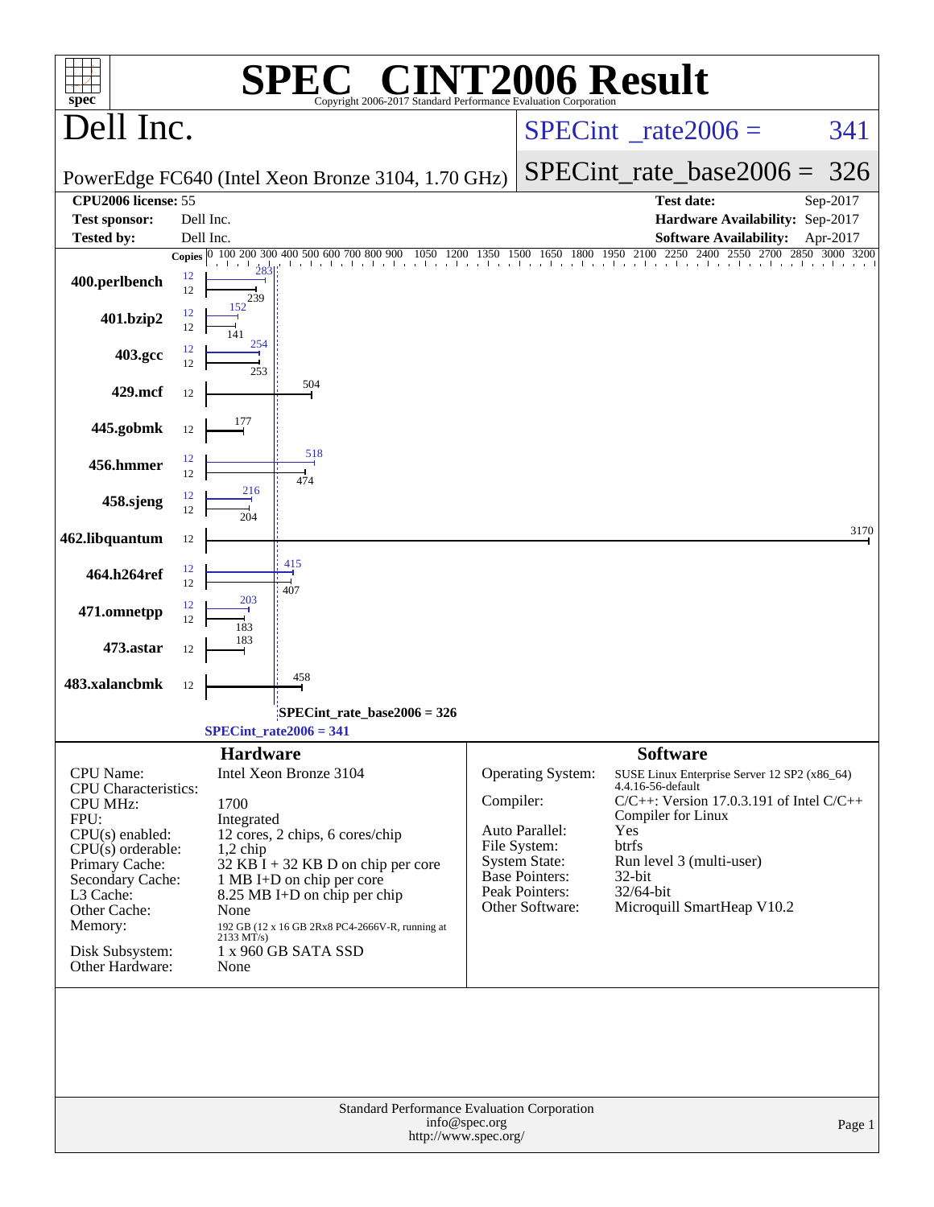# SPEC® CINT2006 Result

Copyright 2006-2017 Standard Performance Evaluation Corporation

## Dell Inc.

PowerEdge FC640 (Intel Xeon Bronze 3104, 1.70 GHz)

SPECint_rate2006 = 341

SPECint_rate_base2006 = 326

| | | | |
|---|---|---|---|
| **CPU2006 license:** | 55 | **Test date:** | Sep-2017 |
| **Test sponsor:** | Dell Inc. | **Hardware Availability:** | Sep-2017 |
| **Tested by:** | Dell Inc. | **Software Availability:** | Apr-2017 |

| Benchmark | Copies (peak) | Peak | Copies (base) | Base |
|---|---|---|---|---|
| 400.perlbench | 12 | 283 | 12 | 239 |
| 401.bzip2 | 12 | 152 | 12 | 141 |
| 403.gcc | 12 | 254 | 12 | 253 |
| 429.mcf | | | 12 | 504 |
| 445.gobmk | | | 12 | 177 |
| 456.hmmer | 12 | 518 | 12 | 474 |
| 458.sjeng | 12 | 216 | 12 | 204 |
| 462.libquantum | | | 12 | 3170 |
| 464.h264ref | 12 | 415 | 12 | 407 |
| 471.omnetpp | 12 | 203 | 12 | 183 |
| 473.astar | | | 12 | 183 |
| 483.xalancbmk | | | 12 | 458 |

SPECint_rate_base2006 = 326

SPECint_rate2006 = 341

## Hardware

| | |
|---|---|
| CPU Name: | Intel Xeon Bronze 3104 |
| CPU Characteristics: | |
| CPU MHz: | 1700 |
| FPU: | Integrated |
| CPU(s) enabled: | 12 cores, 2 chips, 6 cores/chip |
| CPU(s) orderable: | 1,2 chip |
| Primary Cache: | 32 KB I + 32 KB D on chip per core |
| Secondary Cache: | 1 MB I+D on chip per core |
| L3 Cache: | 8.25 MB I+D on chip per chip |
| Other Cache: | None |
| Memory: | 192 GB (12 x 16 GB 2Rx8 PC4-2666V-R, running at 2133 MT/s) |
| Disk Subsystem: | 1 x 960 GB SATA SSD |
| Other Hardware: | None |

## Software

| | |
|---|---|
| Operating System: | SUSE Linux Enterprise Server 12 SP2 (x86_64) 4.4.16-56-default |
| Compiler: | C/C++: Version 17.0.3.191 of Intel C/C++ Compiler for Linux |
| Auto Parallel: | Yes |
| File System: | btrfs |
| System State: | Run level 3 (multi-user) |
| Base Pointers: | 32-bit |
| Peak Pointers: | 32/64-bit |
| Other Software: | Microquill SmartHeap V10.2 |

Standard Performance Evaluation Corporation
info@spec.org
http://www.spec.org/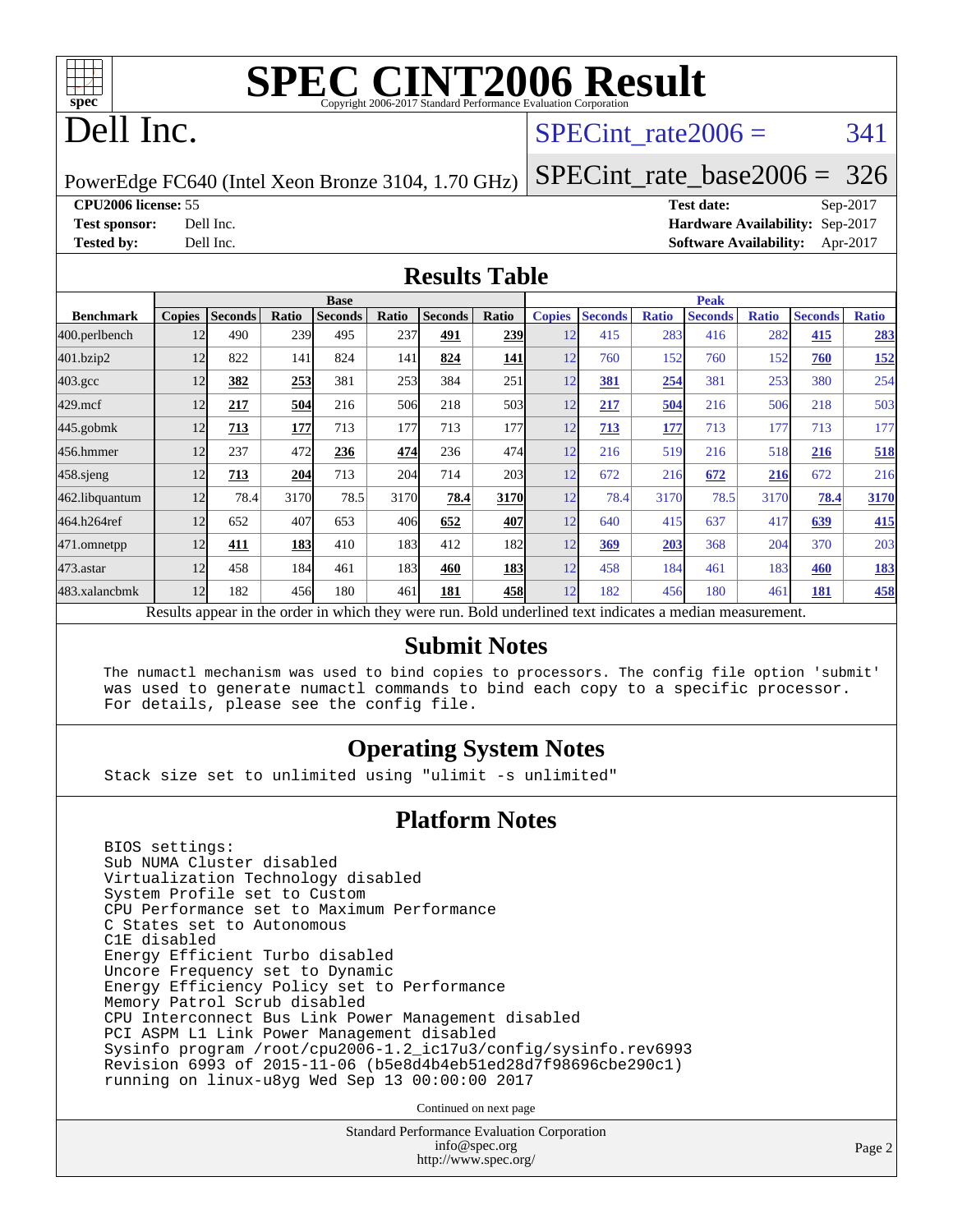# SPEC CINT2006 Result

Copyright 2006-2017 Standard Performance Evaluation Corporation

# Dell Inc.

PowerEdge FC640 (Intel Xeon Bronze 3104, 1.70 GHz)

SPECint_rate2006 = 341

SPECint_rate_base2006 = 326

**CPU2006 license:** 55
**Test sponsor:** Dell Inc.
**Tested by:** Dell Inc.

**Test date:** Sep-2017
**Hardware Availability:** Sep-2017
**Software Availability:** Apr-2017

## Results Table

| Benchmark | Base | | | | | | | Peak | | | | | | |
|---|---|---|---|---|---|---|---|---|---|---|---|---|---|---|
| | Copies | Seconds | Ratio | Seconds | Ratio | Seconds | Ratio | Copies | Seconds | Ratio | Seconds | Ratio | Seconds | Ratio |
| 400.perlbench | 12 | 490 | 239 | 495 | 237 | **491** | **239** | 12 | 415 | 283 | 416 | 282 | **415** | **283** |
| 401.bzip2 | 12 | 822 | 141 | 824 | 141 | **824** | **141** | 12 | 760 | 152 | 760 | 152 | **760** | **152** |
| 403.gcc | 12 | **382** | **253** | 381 | 253 | 384 | 251 | 12 | **381** | **254** | 381 | 253 | 380 | 254 |
| 429.mcf | 12 | **217** | **504** | 216 | 506 | 218 | 503 | 12 | **217** | **504** | 216 | 506 | 218 | 503 |
| 445.gobmk | 12 | **713** | **177** | 713 | 177 | 713 | 177 | 12 | **713** | **177** | 713 | 177 | 713 | 177 |
| 456.hmmer | 12 | 237 | 472 | **236** | **474** | 236 | 474 | 12 | 216 | 519 | 216 | 518 | **216** | **518** |
| 458.sjeng | 12 | **713** | **204** | 713 | 204 | 714 | 203 | 12 | 672 | 216 | **672** | **216** | 672 | 216 |
| 462.libquantum | 12 | 78.4 | 3170 | 78.5 | 3170 | **78.4** | **3170** | 12 | 78.4 | 3170 | 78.5 | 3170 | **78.4** | **3170** |
| 464.h264ref | 12 | 652 | 407 | 653 | 406 | **652** | **407** | 12 | 640 | 415 | 637 | 417 | **639** | **415** |
| 471.omnetpp | 12 | **411** | **183** | 410 | 183 | 412 | 182 | 12 | **369** | **203** | 368 | 204 | 370 | 203 |
| 473.astar | 12 | 458 | 184 | 461 | 183 | **460** | **183** | 12 | 458 | 184 | 461 | 183 | **460** | **183** |
| 483.xalancbmk | 12 | 182 | 456 | 180 | 461 | **181** | **458** | 12 | 182 | 456 | 180 | 461 | **181** | **458** |

Results appear in the order in which they were run. Bold underlined text indicates a median measurement.

## Submit Notes

```
The numactl mechanism was used to bind copies to processors. The config file option 'submit'
was used to generate numactl commands to bind each copy to a specific processor.
For details, please see the config file.
```

## Operating System Notes

```
Stack size set to unlimited using "ulimit -s unlimited"
```

## Platform Notes

```
BIOS settings:
Sub NUMA Cluster disabled
Virtualization Technology disabled
System Profile set to Custom
CPU Performance set to Maximum Performance
C States set to Autonomous
C1E disabled
Energy Efficient Turbo disabled
Uncore Frequency set to Dynamic
Energy Efficiency Policy set to Performance
Memory Patrol Scrub disabled
CPU Interconnect Bus Link Power Management disabled
PCI ASPM L1 Link Power Management disabled
Sysinfo program /root/cpu2006-1.2_ic17u3/config/sysinfo.rev6993
Revision 6993 of 2015-11-06 (b5e8d4b4eb51ed28d7f98696cbe290c1)
running on linux-u8yg Wed Sep 13 00:00:00 2017
```

Continued on next page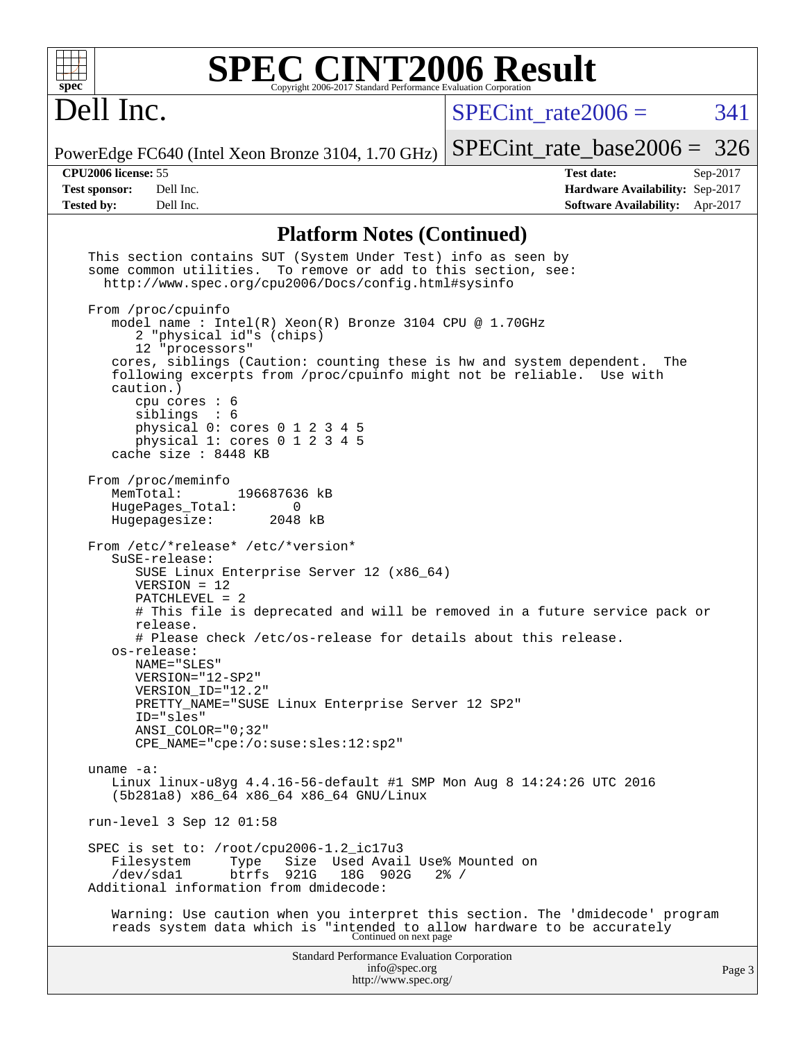## Platform Notes (Continued)

```
This section contains SUT (System Under Test) info as seen by
some common utilities.  To remove or add to this section, see:
  http://www.spec.org/cpu2006/Docs/config.html#sysinfo

From /proc/cpuinfo
   model name : Intel(R) Xeon(R) Bronze 3104 CPU @ 1.70GHz
      2 "physical id"s (chips)
      12 "processors"
   cores, siblings (Caution: counting these is hw and system dependent.  The
   following excerpts from /proc/cpuinfo might not be reliable.  Use with
   caution.)
      cpu cores : 6
      siblings  : 6
      physical 0: cores 0 1 2 3 4 5
      physical 1: cores 0 1 2 3 4 5
   cache size : 8448 KB

From /proc/meminfo
   MemTotal:       196687636 kB
   HugePages_Total:       0
   Hugepagesize:       2048 kB

From /etc/*release* /etc/*version*
   SuSE-release:
      SUSE Linux Enterprise Server 12 (x86_64)
      VERSION = 12
      PATCHLEVEL = 2
      # This file is deprecated and will be removed in a future service pack or
      release.
      # Please check /etc/os-release for details about this release.
   os-release:
      NAME="SLES"
      VERSION="12-SP2"
      VERSION_ID="12.2"
      PRETTY_NAME="SUSE Linux Enterprise Server 12 SP2"
      ID="sles"
      ANSI_COLOR="0;32"
      CPE_NAME="cpe:/o:suse:sles:12:sp2"

uname -a:
   Linux linux-u8yg 4.4.16-56-default #1 SMP Mon Aug 8 14:24:26 UTC 2016
   (5b281a8) x86_64 x86_64 x86_64 GNU/Linux

run-level 3 Sep 12 01:58

SPEC is set to: /root/cpu2006-1.2_ic17u3
   Filesystem     Type   Size  Used Avail Use% Mounted on
   /dev/sda1      btrfs  921G   18G  902G   2% /
Additional information from dmidecode:

   Warning: Use caution when you interpret this section. The 'dmidecode' program
   reads system data which is "intended to allow hardware to be accurately
```

Continued on next page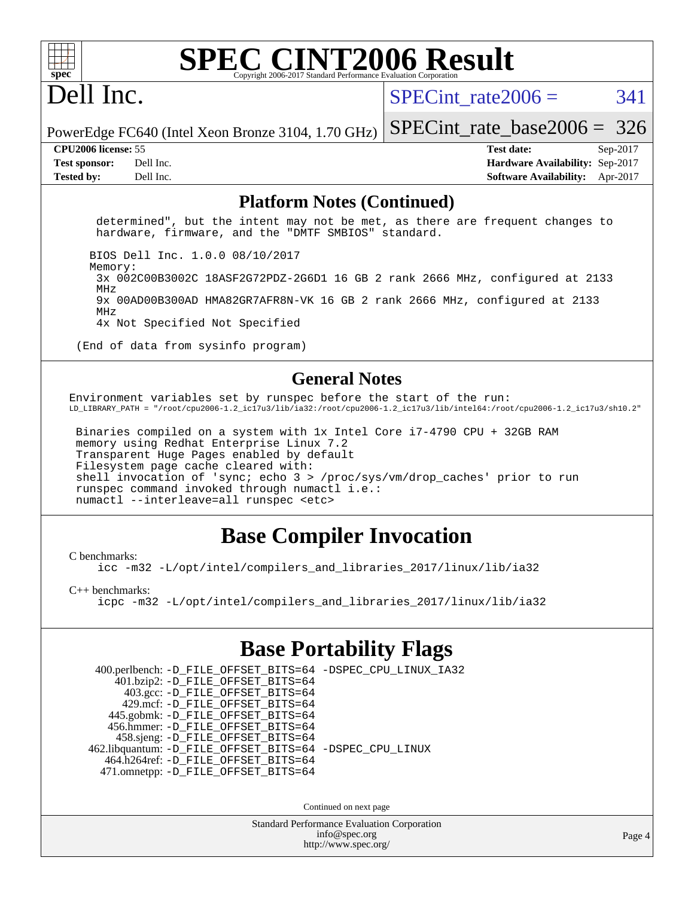# SPEC CINT2006 Result

## Dell Inc.

PowerEdge FC640 (Intel Xeon Bronze 3104, 1.70 GHz)

SPECint_rate2006 = 341

SPECint_rate_base2006 = 326

| | | | |
|---|---|---|---|
| **CPU2006 license:** | 55 | **Test date:** | Sep-2017 |
| **Test sponsor:** | Dell Inc. | **Hardware Availability:** | Sep-2017 |
| **Tested by:** | Dell Inc. | **Software Availability:** | Apr-2017 |

### Platform Notes (Continued)

```
    determined", but the intent may not be met, as there are frequent changes to
    hardware, firmware, and the "DMTF SMBIOS" standard.

   BIOS Dell Inc. 1.0.0 08/10/2017
   Memory:
    3x 002C00B3002C 18ASF2G72PDZ-2G6D1 16 GB 2 rank 2666 MHz, configured at 2133
    MHz
    9x 00AD00B300AD HMA82GR7AFR8N-VK 16 GB 2 rank 2666 MHz, configured at 2133
    MHz
    4x Not Specified Not Specified

 (End of data from sysinfo program)
```

### General Notes

```
Environment variables set by runspec before the start of the run:
LD_LIBRARY_PATH = "/root/cpu2006-1.2_ic17u3/lib/ia32:/root/cpu2006-1.2_ic17u3/lib/intel64:/root/cpu2006-1.2_ic17u3/sh10.2"

 Binaries compiled on a system with 1x Intel Core i7-4790 CPU + 32GB RAM
 memory using Redhat Enterprise Linux 7.2
 Transparent Huge Pages enabled by default
 Filesystem page cache cleared with:
 shell invocation of 'sync; echo 3 > /proc/sys/vm/drop_caches' prior to run
 runspec command invoked through numactl i.e.:
 numactl --interleave=all runspec <etc>
```

## Base Compiler Invocation

C benchmarks:
```
icc -m32 -L/opt/intel/compilers_and_libraries_2017/linux/lib/ia32
```

C++ benchmarks:
```
icpc -m32 -L/opt/intel/compilers_and_libraries_2017/linux/lib/ia32
```

## Base Portability Flags

| Benchmark | Flags |
|---|---|
| 400.perlbench: | -D_FILE_OFFSET_BITS=64 -DSPEC_CPU_LINUX_IA32 |
| 401.bzip2: | -D_FILE_OFFSET_BITS=64 |
| 403.gcc: | -D_FILE_OFFSET_BITS=64 |
| 429.mcf: | -D_FILE_OFFSET_BITS=64 |
| 445.gobmk: | -D_FILE_OFFSET_BITS=64 |
| 456.hmmer: | -D_FILE_OFFSET_BITS=64 |
| 458.sjeng: | -D_FILE_OFFSET_BITS=64 |
| 462.libquantum: | -D_FILE_OFFSET_BITS=64 -DSPEC_CPU_LINUX |
| 464.h264ref: | -D_FILE_OFFSET_BITS=64 |
| 471.omnetpp: | -D_FILE_OFFSET_BITS=64 |

Continued on next page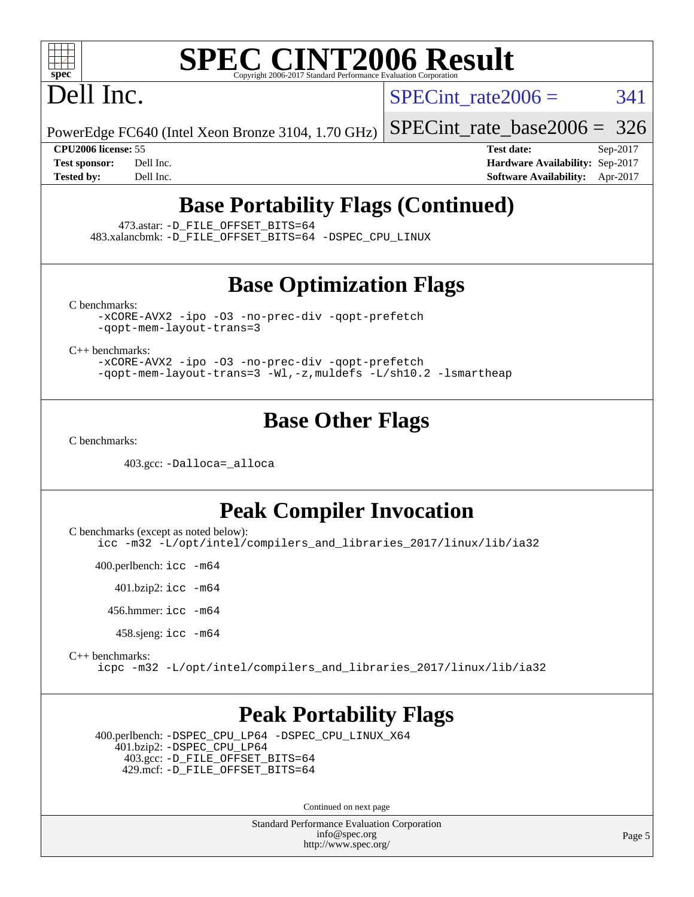# SPEC CINT2006 Result

Copyright 2006-2017 Standard Performance Evaluation Corporation

## Dell Inc.

PowerEdge FC640 (Intel Xeon Bronze 3104, 1.70 GHz)

SPECint_rate2006 = 341

SPECint_rate_base2006 = 326

**CPU2006 license:** 55
**Test sponsor:** Dell Inc.
**Tested by:** Dell Inc.

**Test date:** Sep-2017
**Hardware Availability:** Sep-2017
**Software Availability:** Apr-2017

## Base Portability Flags (Continued)

473.astar: `-D_FILE_OFFSET_BITS=64`
483.xalancbmk: `-D_FILE_OFFSET_BITS=64 -DSPEC_CPU_LINUX`

## Base Optimization Flags

C benchmarks:

```
-xCORE-AVX2 -ipo -O3 -no-prec-div -qopt-prefetch
-qopt-mem-layout-trans=3
```

C++ benchmarks:

```
-xCORE-AVX2 -ipo -O3 -no-prec-div -qopt-prefetch
-qopt-mem-layout-trans=3 -Wl,-z,muldefs -L/sh10.2 -lsmartheap
```

## Base Other Flags

C benchmarks:

403.gcc: `-Dalloca=_alloca`

## Peak Compiler Invocation

C benchmarks (except as noted below):

```
icc -m32 -L/opt/intel/compilers_and_libraries_2017/linux/lib/ia32
```

400.perlbench: `icc -m64`

401.bzip2: `icc -m64`

456.hmmer: `icc -m64`

458.sjeng: `icc -m64`

C++ benchmarks:

```
icpc -m32 -L/opt/intel/compilers_and_libraries_2017/linux/lib/ia32
```

## Peak Portability Flags

400.perlbench: `-DSPEC_CPU_LP64 -DSPEC_CPU_LINUX_X64`
401.bzip2: `-DSPEC_CPU_LP64`
403.gcc: `-D_FILE_OFFSET_BITS=64`
429.mcf: `-D_FILE_OFFSET_BITS=64`

Continued on next page

Standard Performance Evaluation Corporation
info@spec.org
http://www.spec.org/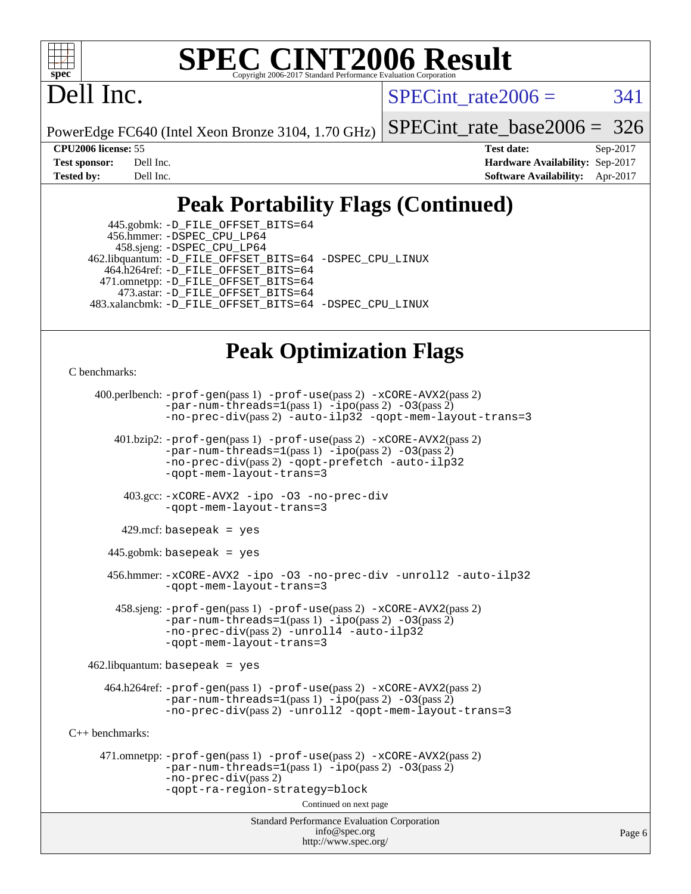# SPEC CINT2006 Result

Copyright 2006-2017 Standard Performance Evaluation Corporation

# Dell Inc.

PowerEdge FC640 (Intel Xeon Bronze 3104, 1.70 GHz)

SPECint_rate2006 = 341

SPECint_rate_base2006 = 326

| | | | |
|---|---|---|---|
| **CPU2006 license:** 55 | | **Test date:** | Sep-2017 |
| **Test sponsor:** | Dell Inc. | **Hardware Availability:** | Sep-2017 |
| **Tested by:** | Dell Inc. | **Software Availability:** | Apr-2017 |

## Peak Portability Flags (Continued)

445.gobmk: -D_FILE_OFFSET_BITS=64
456.hmmer: -DSPEC_CPU_LP64
458.sjeng: -DSPEC_CPU_LP64
462.libquantum: -D_FILE_OFFSET_BITS=64 -DSPEC_CPU_LINUX
464.h264ref: -D_FILE_OFFSET_BITS=64
471.omnetpp: -D_FILE_OFFSET_BITS=64
473.astar: -D_FILE_OFFSET_BITS=64
483.xalancbmk: -D_FILE_OFFSET_BITS=64 -DSPEC_CPU_LINUX

## Peak Optimization Flags

C benchmarks:

400.perlbench: -prof-gen(pass 1) -prof-use(pass 2) -xCORE-AVX2(pass 2) -par-num-threads=1(pass 1) -ipo(pass 2) -O3(pass 2) -no-prec-div(pass 2) -auto-ilp32 -qopt-mem-layout-trans=3

401.bzip2: -prof-gen(pass 1) -prof-use(pass 2) -xCORE-AVX2(pass 2) -par-num-threads=1(pass 1) -ipo(pass 2) -O3(pass 2) -no-prec-div(pass 2) -qopt-prefetch -auto-ilp32 -qopt-mem-layout-trans=3

403.gcc: -xCORE-AVX2 -ipo -O3 -no-prec-div -qopt-mem-layout-trans=3

429.mcf: basepeak = yes

445.gobmk: basepeak = yes

456.hmmer: -xCORE-AVX2 -ipo -O3 -no-prec-div -unroll2 -auto-ilp32 -qopt-mem-layout-trans=3

458.sjeng: -prof-gen(pass 1) -prof-use(pass 2) -xCORE-AVX2(pass 2) -par-num-threads=1(pass 1) -ipo(pass 2) -O3(pass 2) -no-prec-div(pass 2) -unroll4 -auto-ilp32 -qopt-mem-layout-trans=3

462.libquantum: basepeak = yes

464.h264ref: -prof-gen(pass 1) -prof-use(pass 2) -xCORE-AVX2(pass 2) -par-num-threads=1(pass 1) -ipo(pass 2) -O3(pass 2) -no-prec-div(pass 2) -unroll2 -qopt-mem-layout-trans=3

C++ benchmarks:

471.omnetpp: -prof-gen(pass 1) -prof-use(pass 2) -xCORE-AVX2(pass 2) -par-num-threads=1(pass 1) -ipo(pass 2) -O3(pass 2) -no-prec-div(pass 2) -qopt-ra-region-strategy=block

Continued on next page

Standard Performance Evaluation Corporation
info@spec.org
http://www.spec.org/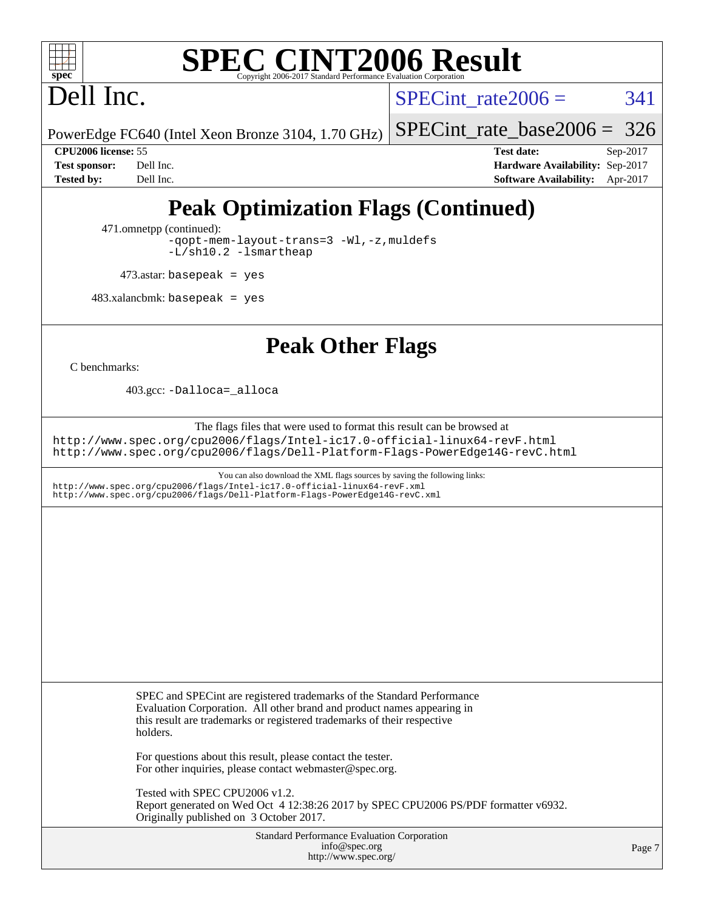# SPEC CINT2006 Result

Copyright 2006-2017 Standard Performance Evaluation Corporation

## Dell Inc.

PowerEdge FC640 (Intel Xeon Bronze 3104, 1.70 GHz)

SPECint_rate2006 = 341

SPECint_rate_base2006 = 326

**CPU2006 license:** 55
**Test sponsor:** Dell Inc.
**Tested by:** Dell Inc.

**Test date:** Sep-2017
**Hardware Availability:** Sep-2017
**Software Availability:** Apr-2017

## Peak Optimization Flags (Continued)

471.omnetpp (continued):
```
-qopt-mem-layout-trans=3 -Wl,-z,muldefs
-L/sh10.2 -lsmartheap
```

473.astar: `basepeak = yes`

483.xalancbmk: `basepeak = yes`

## Peak Other Flags

C benchmarks:

403.gcc: `-Dalloca=_alloca`

The flags files that were used to format this result can be browsed at
http://www.spec.org/cpu2006/flags/Intel-ic17.0-official-linux64-revF.html
http://www.spec.org/cpu2006/flags/Dell-Platform-Flags-PowerEdge14G-revC.html

You can also download the XML flags sources by saving the following links:
http://www.spec.org/cpu2006/flags/Intel-ic17.0-official-linux64-revF.xml
http://www.spec.org/cpu2006/flags/Dell-Platform-Flags-PowerEdge14G-revC.xml

SPEC and SPECint are registered trademarks of the Standard Performance Evaluation Corporation. All other brand and product names appearing in this result are trademarks or registered trademarks of their respective holders.

For questions about this result, please contact the tester.
For other inquiries, please contact webmaster@spec.org.

Tested with SPEC CPU2006 v1.2.
Report generated on Wed Oct 4 12:38:26 2017 by SPEC CPU2006 PS/PDF formatter v6932.
Originally published on 3 October 2017.

Standard Performance Evaluation Corporation
info@spec.org
http://www.spec.org/